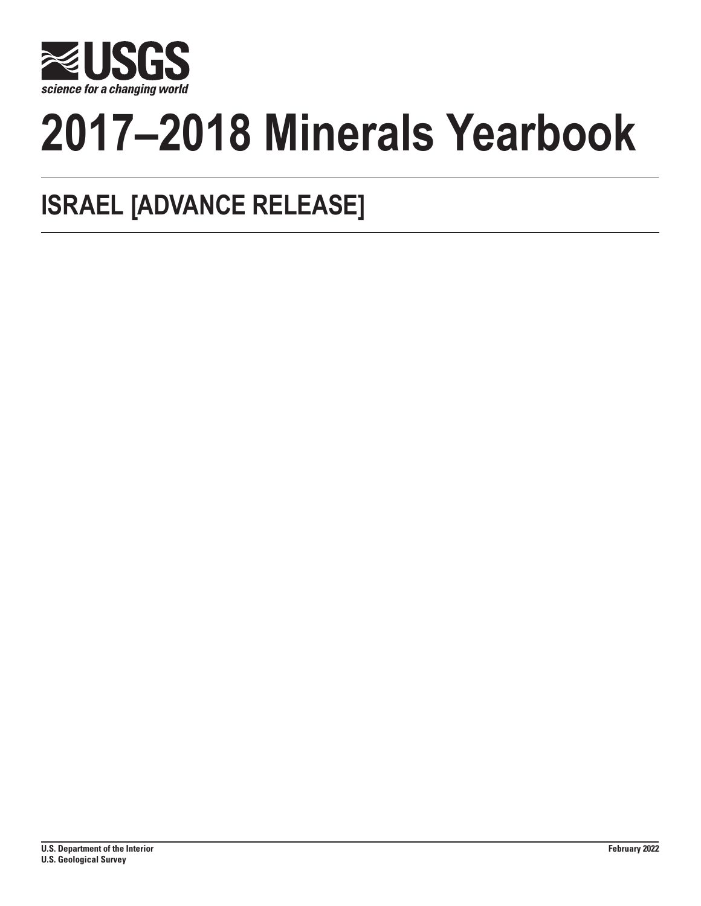USGS

science for a changing world

# 2017–2018 Minerals Yearbook

## ISRAEL [ADVANCE RELEASE]

U.S. Department of the Interior
U.S. Geological Survey

February 2022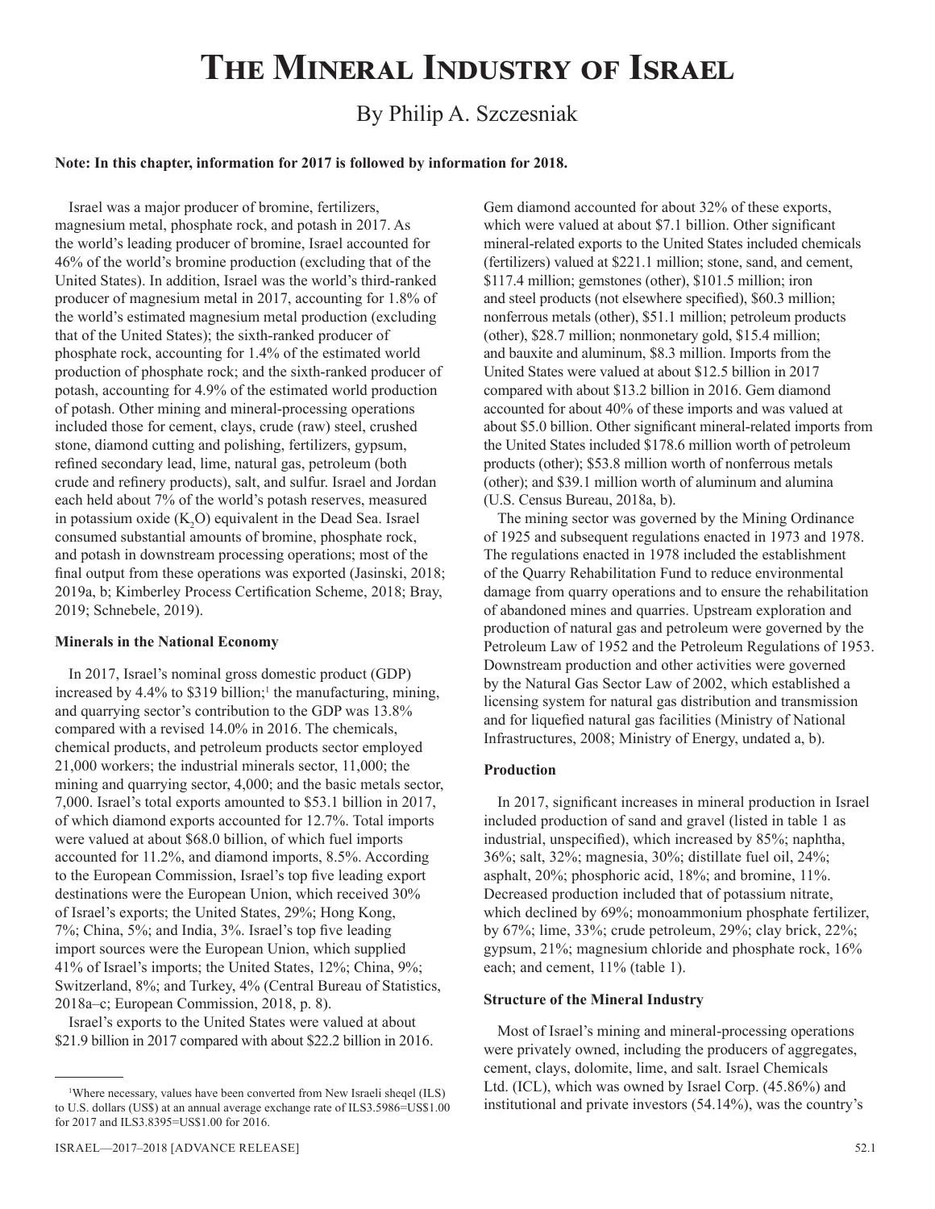# The Mineral Industry of Israel

By Philip A. Szczesniak

**Note: In this chapter, information for 2017 is followed by information for 2018.**

Israel was a major producer of bromine, fertilizers, magnesium metal, phosphate rock, and potash in 2017. As the world's leading producer of bromine, Israel accounted for 46% of the world's bromine production (excluding that of the United States). In addition, Israel was the world's third-ranked producer of magnesium metal in 2017, accounting for 1.8% of the world's estimated magnesium metal production (excluding that of the United States); the sixth-ranked producer of phosphate rock, accounting for 1.4% of the estimated world production of phosphate rock; and the sixth-ranked producer of potash, accounting for 4.9% of the estimated world production of potash. Other mining and mineral-processing operations included those for cement, clays, crude (raw) steel, crushed stone, diamond cutting and polishing, fertilizers, gypsum, refined secondary lead, lime, natural gas, petroleum (both crude and refinery products), salt, and sulfur. Israel and Jordan each held about 7% of the world's potash reserves, measured in potassium oxide ($K_2O$) equivalent in the Dead Sea. Israel consumed substantial amounts of bromine, phosphate rock, and potash in downstream processing operations; most of the final output from these operations was exported (Jasinski, 2018; 2019a, b; Kimberley Process Certification Scheme, 2018; Bray, 2019; Schnebele, 2019).

### Minerals in the National Economy

In 2017, Israel's nominal gross domestic product (GDP) increased by 4.4% to $319 billion;[1] the manufacturing, mining, and quarrying sector's contribution to the GDP was 13.8% compared with a revised 14.0% in 2016. The chemicals, chemical products, and petroleum products sector employed 21,000 workers; the industrial minerals sector, 11,000; the mining and quarrying sector, 4,000; and the basic metals sector, 7,000. Israel's total exports amounted to $53.1 billion in 2017, of which diamond exports accounted for 12.7%. Total imports were valued at about $68.0 billion, of which fuel imports accounted for 11.2%, and diamond imports, 8.5%. According to the European Commission, Israel's top five leading export destinations were the European Union, which received 30% of Israel's exports; the United States, 29%; Hong Kong, 7%; China, 5%; and India, 3%. Israel's top five leading import sources were the European Union, which supplied 41% of Israel's imports; the United States, 12%; China, 9%; Switzerland, 8%; and Turkey, 4% (Central Bureau of Statistics, 2018a–c; European Commission, 2018, p. 8).

Israel's exports to the United States were valued at about $21.9 billion in 2017 compared with about $22.2 billion in 2016. Gem diamond accounted for about 32% of these exports, which were valued at about $7.1 billion. Other significant mineral-related exports to the United States included chemicals (fertilizers) valued at $221.1 million; stone, sand, and cement, $117.4 million; gemstones (other), $101.5 million; iron and steel products (not elsewhere specified), $60.3 million; nonferrous metals (other), $51.1 million; petroleum products (other), $28.7 million; nonmonetary gold, $15.4 million; and bauxite and aluminum, $8.3 million. Imports from the United States were valued at about $12.5 billion in 2017 compared with about $13.2 billion in 2016. Gem diamond accounted for about 40% of these imports and was valued at about $5.0 billion. Other significant mineral-related imports from the United States included $178.6 million worth of petroleum products (other); $53.8 million worth of nonferrous metals (other); and $39.1 million worth of aluminum and alumina (U.S. Census Bureau, 2018a, b).

The mining sector was governed by the Mining Ordinance of 1925 and subsequent regulations enacted in 1973 and 1978. The regulations enacted in 1978 included the establishment of the Quarry Rehabilitation Fund to reduce environmental damage from quarry operations and to ensure the rehabilitation of abandoned mines and quarries. Upstream exploration and production of natural gas and petroleum were governed by the Petroleum Law of 1952 and the Petroleum Regulations of 1953. Downstream production and other activities were governed by the Natural Gas Sector Law of 2002, which established a licensing system for natural gas distribution and transmission and for liquefied natural gas facilities (Ministry of National Infrastructures, 2008; Ministry of Energy, undated a, b).

### Production

In 2017, significant increases in mineral production in Israel included production of sand and gravel (listed in table 1 as industrial, unspecified), which increased by 85%; naphtha, 36%; salt, 32%; magnesia, 30%; distillate fuel oil, 24%; asphalt, 20%; phosphoric acid, 18%; and bromine, 11%. Decreased production included that of potassium nitrate, which declined by 69%; monoammonium phosphate fertilizer, by 67%; lime, 33%; crude petroleum, 29%; clay brick, 22%; gypsum, 21%; magnesium chloride and phosphate rock, 16% each; and cement, 11% (table 1).

### Structure of the Mineral Industry

Most of Israel's mining and mineral-processing operations were privately owned, including the producers of aggregates, cement, clays, dolomite, lime, and salt. Israel Chemicals Ltd. (ICL), which was owned by Israel Corp. (45.86%) and institutional and private investors (54.14%), was the country's

[1] Where necessary, values have been converted from New Israeli sheqel (ILS) to U.S. dollars (US$) at an annual average exchange rate of ILS3.5986=US$1.00 for 2017 and ILS3.8395=US$1.00 for 2016.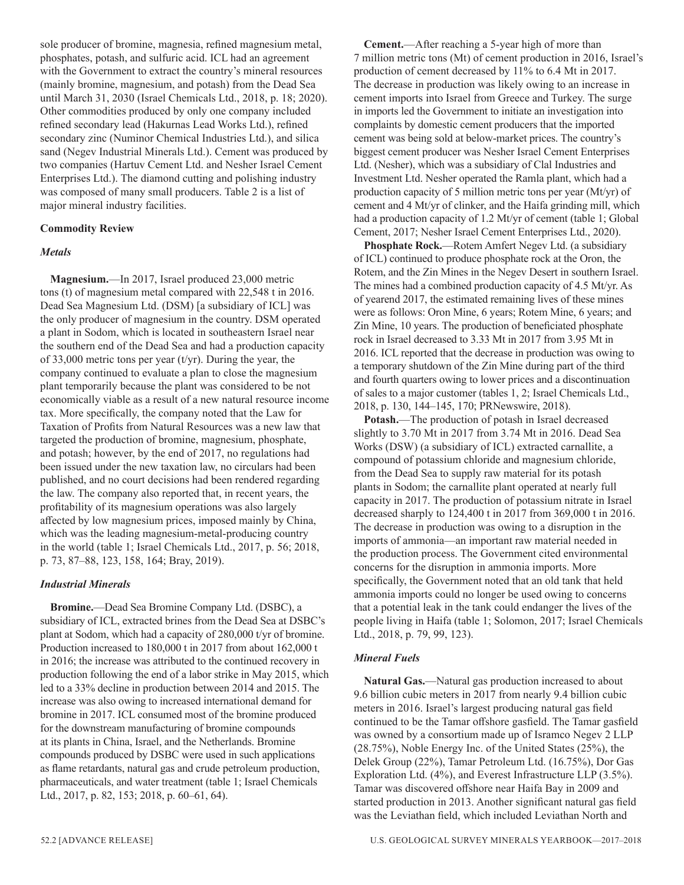sole producer of bromine, magnesia, refined magnesium metal, phosphates, potash, and sulfuric acid. ICL had an agreement with the Government to extract the country's mineral resources (mainly bromine, magnesium, and potash) from the Dead Sea until March 31, 2030 (Israel Chemicals Ltd., 2018, p. 18; 2020). Other commodities produced by only one company included refined secondary lead (Hakurnas Lead Works Ltd.), refined secondary zinc (Numinor Chemical Industries Ltd.), and silica sand (Negev Industrial Minerals Ltd.). Cement was produced by two companies (Hartuv Cement Ltd. and Nesher Israel Cement Enterprises Ltd.). The diamond cutting and polishing industry was composed of many small producers. Table 2 is a list of major mineral industry facilities.

## Commodity Review

### *Metals*

**Magnesium.**—In 2017, Israel produced 23,000 metric tons (t) of magnesium metal compared with 22,548 t in 2016. Dead Sea Magnesium Ltd. (DSM) [a subsidiary of ICL] was the only producer of magnesium in the country. DSM operated a plant in Sodom, which is located in southeastern Israel near the southern end of the Dead Sea and had a production capacity of 33,000 metric tons per year (t/yr). During the year, the company continued to evaluate a plan to close the magnesium plant temporarily because the plant was considered to be not economically viable as a result of a new natural resource income tax. More specifically, the company noted that the Law for Taxation of Profits from Natural Resources was a new law that targeted the production of bromine, magnesium, phosphate, and potash; however, by the end of 2017, no regulations had been issued under the new taxation law, no circulars had been published, and no court decisions had been rendered regarding the law. The company also reported that, in recent years, the profitability of its magnesium operations was also largely affected by low magnesium prices, imposed mainly by China, which was the leading magnesium-metal-producing country in the world (table 1; Israel Chemicals Ltd., 2017, p. 56; 2018, p. 73, 87–88, 123, 158, 164; Bray, 2019).

### *Industrial Minerals*

**Bromine.**—Dead Sea Bromine Company Ltd. (DSBC), a subsidiary of ICL, extracted brines from the Dead Sea at DSBC's plant at Sodom, which had a capacity of 280,000 t/yr of bromine. Production increased to 180,000 t in 2017 from about 162,000 t in 2016; the increase was attributed to the continued recovery in production following the end of a labor strike in May 2015, which led to a 33% decline in production between 2014 and 2015. The increase was also owing to increased international demand for bromine in 2017. ICL consumed most of the bromine produced for the downstream manufacturing of bromine compounds at its plants in China, Israel, and the Netherlands. Bromine compounds produced by DSBC were used in such applications as flame retardants, natural gas and crude petroleum production, pharmaceuticals, and water treatment (table 1; Israel Chemicals Ltd., 2017, p. 82, 153; 2018, p. 60–61, 64).

**Cement.**—After reaching a 5-year high of more than 7 million metric tons (Mt) of cement production in 2016, Israel's production of cement decreased by 11% to 6.4 Mt in 2017. The decrease in production was likely owing to an increase in cement imports into Israel from Greece and Turkey. The surge in imports led the Government to initiate an investigation into complaints by domestic cement producers that the imported cement was being sold at below-market prices. The country's biggest cement producer was Nesher Israel Cement Enterprises Ltd. (Nesher), which was a subsidiary of Clal Industries and Investment Ltd. Nesher operated the Ramla plant, which had a production capacity of 5 million metric tons per year (Mt/yr) of cement and 4 Mt/yr of clinker, and the Haifa grinding mill, which had a production capacity of 1.2 Mt/yr of cement (table 1; Global Cement, 2017; Nesher Israel Cement Enterprises Ltd., 2020).

**Phosphate Rock.**—Rotem Amfert Negev Ltd. (a subsidiary of ICL) continued to produce phosphate rock at the Oron, the Rotem, and the Zin Mines in the Negev Desert in southern Israel. The mines had a combined production capacity of 4.5 Mt/yr. As of yearend 2017, the estimated remaining lives of these mines were as follows: Oron Mine, 6 years; Rotem Mine, 6 years; and Zin Mine, 10 years. The production of beneficiated phosphate rock in Israel decreased to 3.33 Mt in 2017 from 3.95 Mt in 2016. ICL reported that the decrease in production was owing to a temporary shutdown of the Zin Mine during part of the third and fourth quarters owing to lower prices and a discontinuation of sales to a major customer (tables 1, 2; Israel Chemicals Ltd., 2018, p. 130, 144–145, 170; PRNewswire, 2018).

**Potash.**—The production of potash in Israel decreased slightly to 3.70 Mt in 2017 from 3.74 Mt in 2016. Dead Sea Works (DSW) (a subsidiary of ICL) extracted carnallite, a compound of potassium chloride and magnesium chloride, from the Dead Sea to supply raw material for its potash plants in Sodom; the carnallite plant operated at nearly full capacity in 2017. The production of potassium nitrate in Israel decreased sharply to 124,400 t in 2017 from 369,000 t in 2016. The decrease in production was owing to a disruption in the imports of ammonia—an important raw material needed in the production process. The Government cited environmental concerns for the disruption in ammonia imports. More specifically, the Government noted that an old tank that held ammonia imports could no longer be used owing to concerns that a potential leak in the tank could endanger the lives of the people living in Haifa (table 1; Solomon, 2017; Israel Chemicals Ltd., 2018, p. 79, 99, 123).

### *Mineral Fuels*

**Natural Gas.**—Natural gas production increased to about 9.6 billion cubic meters in 2017 from nearly 9.4 billion cubic meters in 2016. Israel's largest producing natural gas field continued to be the Tamar offshore gasfield. The Tamar gasfield was owned by a consortium made up of Isramco Negev 2 LLP (28.75%), Noble Energy Inc. of the United States (25%), the Delek Group (22%), Tamar Petroleum Ltd. (16.75%), Dor Gas Exploration Ltd. (4%), and Everest Infrastructure LLP (3.5%). Tamar was discovered offshore near Haifa Bay in 2009 and started production in 2013. Another significant natural gas field was the Leviathan field, which included Leviathan North and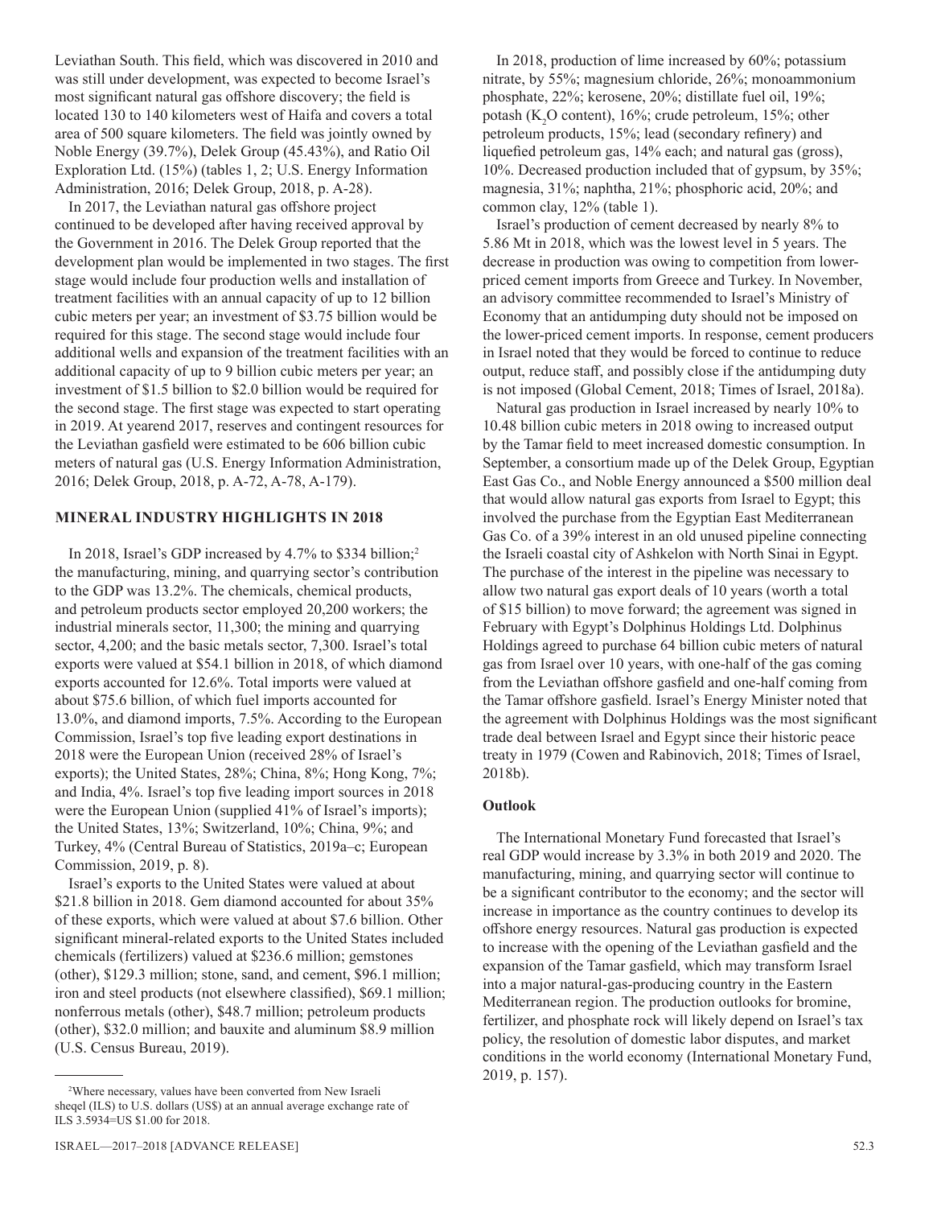Leviathan South. This field, which was discovered in 2010 and was still under development, was expected to become Israel's most significant natural gas offshore discovery; the field is located 130 to 140 kilometers west of Haifa and covers a total area of 500 square kilometers. The field was jointly owned by Noble Energy (39.7%), Delek Group (45.43%), and Ratio Oil Exploration Ltd. (15%) (tables 1, 2; U.S. Energy Information Administration, 2016; Delek Group, 2018, p. A-28).

In 2017, the Leviathan natural gas offshore project continued to be developed after having received approval by the Government in 2016. The Delek Group reported that the development plan would be implemented in two stages. The first stage would include four production wells and installation of treatment facilities with an annual capacity of up to 12 billion cubic meters per year; an investment of $3.75 billion would be required for this stage. The second stage would include four additional wells and expansion of the treatment facilities with an additional capacity of up to 9 billion cubic meters per year; an investment of $1.5 billion to $2.0 billion would be required for the second stage. The first stage was expected to start operating in 2019. At yearend 2017, reserves and contingent resources for the Leviathan gasfield were estimated to be 606 billion cubic meters of natural gas (U.S. Energy Information Administration, 2016; Delek Group, 2018, p. A-72, A-78, A-179).

## MINERAL INDUSTRY HIGHLIGHTS IN 2018

In 2018, Israel's GDP increased by 4.7% to $334 billion;[2] the manufacturing, mining, and quarrying sector's contribution to the GDP was 13.2%. The chemicals, chemical products, and petroleum products sector employed 20,200 workers; the industrial minerals sector, 11,300; the mining and quarrying sector, 4,200; and the basic metals sector, 7,300. Israel's total exports were valued at $54.1 billion in 2018, of which diamond exports accounted for 12.6%. Total imports were valued at about $75.6 billion, of which fuel imports accounted for 13.0%, and diamond imports, 7.5%. According to the European Commission, Israel's top five leading export destinations in 2018 were the European Union (received 28% of Israel's exports); the United States, 28%; China, 8%; Hong Kong, 7%; and India, 4%. Israel's top five leading import sources in 2018 were the European Union (supplied 41% of Israel's imports); the United States, 13%; Switzerland, 10%; China, 9%; and Turkey, 4% (Central Bureau of Statistics, 2019a–c; European Commission, 2019, p. 8).

Israel's exports to the United States were valued at about $21.8 billion in 2018. Gem diamond accounted for about 35% of these exports, which were valued at about $7.6 billion. Other significant mineral-related exports to the United States included chemicals (fertilizers) valued at $236.6 million; gemstones (other), $129.3 million; stone, sand, and cement, $96.1 million; iron and steel products (not elsewhere classified), $69.1 million; nonferrous metals (other), $48.7 million; petroleum products (other), $32.0 million; and bauxite and aluminum $8.9 million (U.S. Census Bureau, 2019).

[2]Where necessary, values have been converted from New Israeli sheqel (ILS) to U.S. dollars (US$) at an annual average exchange rate of ILS 3.5934=US $1.00 for 2018.

In 2018, production of lime increased by 60%; potassium nitrate, by 55%; magnesium chloride, 26%; monoammonium phosphate, 22%; kerosene, 20%; distillate fuel oil, 19%; potash ($K_2O$ content), 16%; crude petroleum, 15%; other petroleum products, 15%; lead (secondary refinery) and liquefied petroleum gas, 14% each; and natural gas (gross), 10%. Decreased production included that of gypsum, by 35%; magnesia, 31%; naphtha, 21%; phosphoric acid, 20%; and common clay, 12% (table 1).

Israel's production of cement decreased by nearly 8% to 5.86 Mt in 2018, which was the lowest level in 5 years. The decrease in production was owing to competition from lower-priced cement imports from Greece and Turkey. In November, an advisory committee recommended to Israel's Ministry of Economy that an antidumping duty should not be imposed on the lower-priced cement imports. In response, cement producers in Israel noted that they would be forced to continue to reduce output, reduce staff, and possibly close if the antidumping duty is not imposed (Global Cement, 2018; Times of Israel, 2018a).

Natural gas production in Israel increased by nearly 10% to 10.48 billion cubic meters in 2018 owing to increased output by the Tamar field to meet increased domestic consumption. In September, a consortium made up of the Delek Group, Egyptian East Gas Co., and Noble Energy announced a $500 million deal that would allow natural gas exports from Israel to Egypt; this involved the purchase from the Egyptian East Mediterranean Gas Co. of a 39% interest in an old unused pipeline connecting the Israeli coastal city of Ashkelon with North Sinai in Egypt. The purchase of the interest in the pipeline was necessary to allow two natural gas export deals of 10 years (worth a total of $15 billion) to move forward; the agreement was signed in February with Egypt's Dolphinus Holdings Ltd. Dolphinus Holdings agreed to purchase 64 billion cubic meters of natural gas from Israel over 10 years, with one-half of the gas coming from the Leviathan offshore gasfield and one-half coming from the Tamar offshore gasfield. Israel's Energy Minister noted that the agreement with Dolphinus Holdings was the most significant trade deal between Israel and Egypt since their historic peace treaty in 1979 (Cowen and Rabinovich, 2018; Times of Israel, 2018b).

### Outlook

The International Monetary Fund forecasted that Israel's real GDP would increase by 3.3% in both 2019 and 2020. The manufacturing, mining, and quarrying sector will continue to be a significant contributor to the economy; and the sector will increase in importance as the country continues to develop its offshore energy resources. Natural gas production is expected to increase with the opening of the Leviathan gasfield and the expansion of the Tamar gasfield, which may transform Israel into a major natural-gas-producing country in the Eastern Mediterranean region. The production outlooks for bromine, fertilizer, and phosphate rock will likely depend on Israel's tax policy, the resolution of domestic labor disputes, and market conditions in the world economy (International Monetary Fund, 2019, p. 157).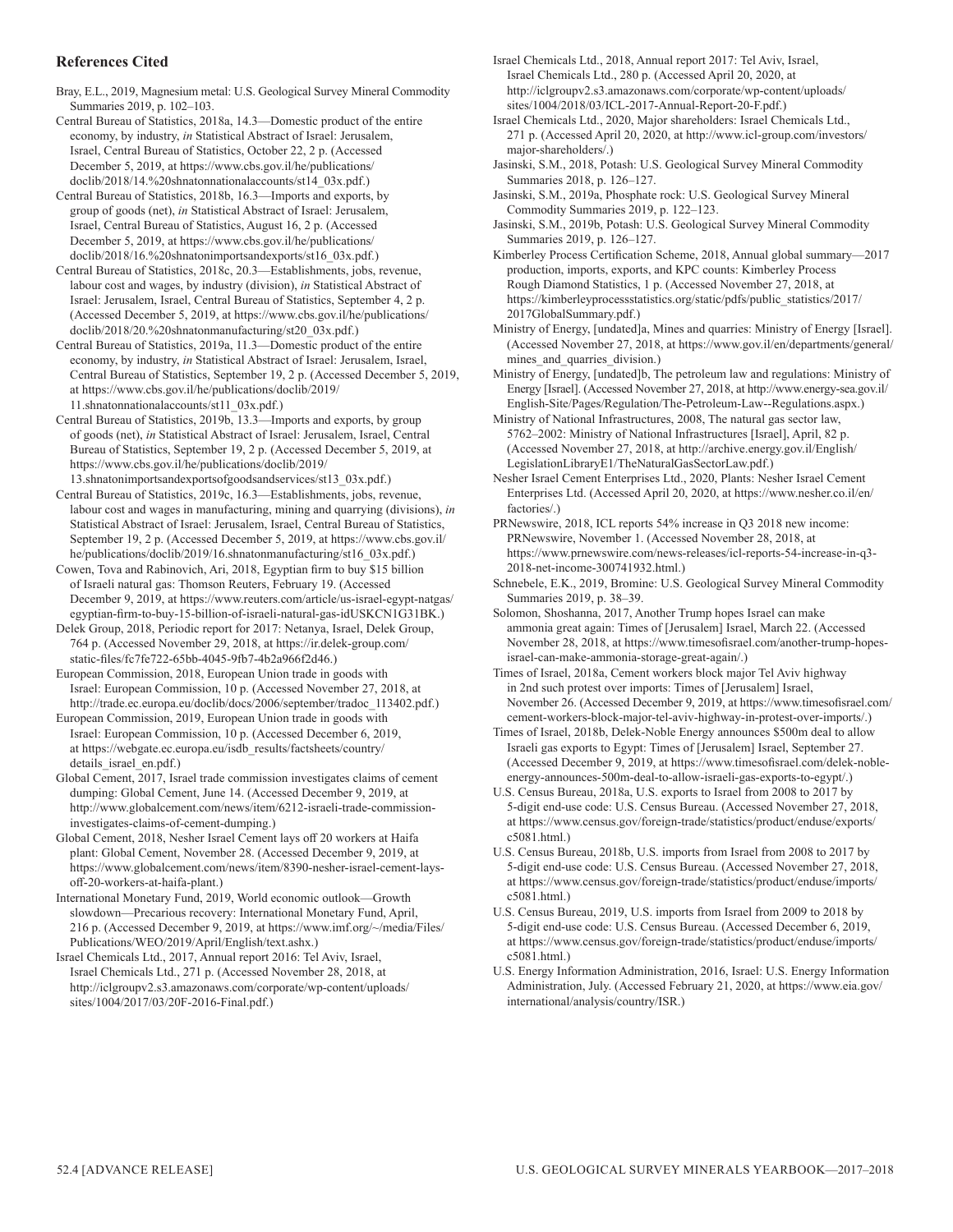## References Cited

Bray, E.L., 2019, Magnesium metal: U.S. Geological Survey Mineral Commodity Summaries 2019, p. 102–103.

Central Bureau of Statistics, 2018a, 14.3—Domestic product of the entire economy, by industry, *in* Statistical Abstract of Israel: Jerusalem, Israel, Central Bureau of Statistics, October 22, 2 p. (Accessed December 5, 2019, at https://www.cbs.gov.il/he/publications/doclib/2018/14.%20shnatonnationalaccounts/st14_03x.pdf.)

Central Bureau of Statistics, 2018b, 16.3—Imports and exports, by group of goods (net), *in* Statistical Abstract of Israel: Jerusalem, Israel, Central Bureau of Statistics, August 16, 2 p. (Accessed December 5, 2019, at https://www.cbs.gov.il/he/publications/doclib/2018/16.%20shnatonimportsandexports/st16_03x.pdf.)

Central Bureau of Statistics, 2018c, 20.3—Establishments, jobs, revenue, labour cost and wages, by industry (division), *in* Statistical Abstract of Israel: Jerusalem, Israel, Central Bureau of Statistics, September 4, 2 p. (Accessed December 5, 2019, at https://www.cbs.gov.il/he/publications/doclib/2018/20.%20shnatonmanufacturing/st20_03x.pdf.)

Central Bureau of Statistics, 2019a, 11.3—Domestic product of the entire economy, by industry, *in* Statistical Abstract of Israel: Jerusalem, Israel, Central Bureau of Statistics, September 19, 2 p. (Accessed December 5, 2019, at https://www.cbs.gov.il/he/publications/doclib/2019/11.shnatonnationalaccounts/st11_03x.pdf.)

Central Bureau of Statistics, 2019b, 13.3—Imports and exports, by group of goods (net), *in* Statistical Abstract of Israel: Jerusalem, Israel, Central Bureau of Statistics, September 19, 2 p. (Accessed December 5, 2019, at https://www.cbs.gov.il/he/publications/doclib/2019/13.shnatonimportsandexportsofgoodsandservices/st13_03x.pdf.)

Central Bureau of Statistics, 2019c, 16.3—Establishments, jobs, revenue, labour cost and wages in manufacturing, mining and quarrying (divisions), *in* Statistical Abstract of Israel: Jerusalem, Israel, Central Bureau of Statistics, September 19, 2 p. (Accessed December 5, 2019, at https://www.cbs.gov.il/he/publications/doclib/2019/16.shnatonmanufacturing/st16_03x.pdf.)

Cowen, Tova and Rabinovich, Ari, 2018, Egyptian firm to buy $15 billion of Israeli natural gas: Thomson Reuters, February 19. (Accessed December 9, 2019, at https://www.reuters.com/article/us-israel-egypt-natgas/egyptian-firm-to-buy-15-billion-of-israeli-natural-gas-idUSKCN1G31BK.)

Delek Group, 2018, Periodic report for 2017: Netanya, Israel, Delek Group, 764 p. (Accessed November 29, 2018, at https://ir.delek-group.com/static-files/fc7fe722-65bb-4045-9fb7-4b2a966f2d46.)

European Commission, 2018, European Union trade in goods with Israel: European Commission, 10 p. (Accessed November 27, 2018, at http://trade.ec.europa.eu/doclib/docs/2006/september/tradoc_113402.pdf.)

European Commission, 2019, European Union trade in goods with Israel: European Commission, 10 p. (Accessed December 6, 2019, at https://webgate.ec.europa.eu/isdb_results/factsheets/country/details_israel_en.pdf.)

Global Cement, 2017, Israel trade commission investigates claims of cement dumping: Global Cement, June 14. (Accessed December 9, 2019, at http://www.globalcement.com/news/item/6212-israeli-trade-commission-investigates-claims-of-cement-dumping.)

Global Cement, 2018, Nesher Israel Cement lays off 20 workers at Haifa plant: Global Cement, November 28. (Accessed December 9, 2019, at https://www.globalcement.com/news/item/8390-nesher-israel-cement-lays-off-20-workers-at-haifa-plant.)

International Monetary Fund, 2019, World economic outlook—Growth slowdown—Precarious recovery: International Monetary Fund, April, 216 p. (Accessed December 9, 2019, at https://www.imf.org/~/media/Files/Publications/WEO/2019/April/English/text.ashx.)

Israel Chemicals Ltd., 2017, Annual report 2016: Tel Aviv, Israel, Israel Chemicals Ltd., 271 p. (Accessed November 28, 2018, at http://iclgroupv2.s3.amazonaws.com/corporate/wp-content/uploads/sites/1004/2017/03/20F-2016-Final.pdf.)

Israel Chemicals Ltd., 2018, Annual report 2017: Tel Aviv, Israel, Israel Chemicals Ltd., 280 p. (Accessed April 20, 2020, at http://iclgroupv2.s3.amazonaws.com/corporate/wp-content/uploads/sites/1004/2018/03/ICL-2017-Annual-Report-20-F.pdf.)

Israel Chemicals Ltd., 2020, Major shareholders: Israel Chemicals Ltd., 271 p. (Accessed April 20, 2020, at http://www.icl-group.com/investors/major-shareholders/.)

Jasinski, S.M., 2018, Potash: U.S. Geological Survey Mineral Commodity Summaries 2018, p. 126–127.

Jasinski, S.M., 2019a, Phosphate rock: U.S. Geological Survey Mineral Commodity Summaries 2019, p. 122–123.

Jasinski, S.M., 2019b, Potash: U.S. Geological Survey Mineral Commodity Summaries 2019, p. 126–127.

Kimberley Process Certification Scheme, 2018, Annual global summary—2017 production, imports, exports, and KPC counts: Kimberley Process Rough Diamond Statistics, 1 p. (Accessed November 27, 2018, at https://kimberleyprocessstatistics.org/static/pdfs/public_statistics/2017/2017GlobalSummary.pdf.)

Ministry of Energy, [undated]a, Mines and quarries: Ministry of Energy [Israel]. (Accessed November 27, 2018, at https://www.gov.il/en/departments/general/mines_and_quarries_division.)

Ministry of Energy, [undated]b, The petroleum law and regulations: Ministry of Energy [Israel]. (Accessed November 27, 2018, at http://www.energy-sea.gov.il/English-Site/Pages/Regulation/The-Petroleum-Law--Regulations.aspx.)

Ministry of National Infrastructures, 2008, The natural gas sector law, 5762–2002: Ministry of National Infrastructures [Israel], April, 82 p. (Accessed November 27, 2018, at http://archive.energy.gov.il/English/LegislationLibraryE1/TheNaturalGasSectorLaw.pdf.)

Nesher Israel Cement Enterprises Ltd., 2020, Plants: Nesher Israel Cement Enterprises Ltd. (Accessed April 20, 2020, at https://www.nesher.co.il/en/factories/.)

PRNewswire, 2018, ICL reports 54% increase in Q3 2018 new income: PRNewswire, November 1. (Accessed November 28, 2018, at https://www.prnewswire.com/news-releases/icl-reports-54-increase-in-q3-2018-net-income-300741932.html.)

Schnebele, E.K., 2019, Bromine: U.S. Geological Survey Mineral Commodity Summaries 2019, p. 38–39.

Solomon, Shoshanna, 2017, Another Trump hopes Israel can make ammonia great again: Times of [Jerusalem] Israel, March 22. (Accessed November 28, 2018, at https://www.timesofisrael.com/another-trump-hopes-israel-can-make-ammonia-storage-great-again/.)

Times of Israel, 2018a, Cement workers block major Tel Aviv highway in 2nd such protest over imports: Times of [Jerusalem] Israel, November 26. (Accessed December 9, 2019, at https://www.timesofisrael.com/cement-workers-block-major-tel-aviv-highway-in-protest-over-imports/.)

Times of Israel, 2018b, Delek-Noble Energy announces $500m deal to allow Israeli gas exports to Egypt: Times of [Jerusalem] Israel, September 27. (Accessed December 9, 2019, at https://www.timesofisrael.com/delek-noble-energy-announces-500m-deal-to-allow-israeli-gas-exports-to-egypt/.)

U.S. Census Bureau, 2018a, U.S. exports to Israel from 2008 to 2017 by 5-digit end-use code: U.S. Census Bureau. (Accessed November 27, 2018, at https://www.census.gov/foreign-trade/statistics/product/enduse/exports/c5081.html.)

U.S. Census Bureau, 2018b, U.S. imports from Israel from 2008 to 2017 by 5-digit end-use code: U.S. Census Bureau. (Accessed November 27, 2018, at https://www.census.gov/foreign-trade/statistics/product/enduse/imports/c5081.html.)

U.S. Census Bureau, 2019, U.S. imports from Israel from 2009 to 2018 by 5-digit end-use code: U.S. Census Bureau. (Accessed December 6, 2019, at https://www.census.gov/foreign-trade/statistics/product/enduse/imports/c5081.html.)

U.S. Energy Information Administration, 2016, Israel: U.S. Energy Information Administration, July. (Accessed February 21, 2020, at https://www.eia.gov/international/analysis/country/ISR.)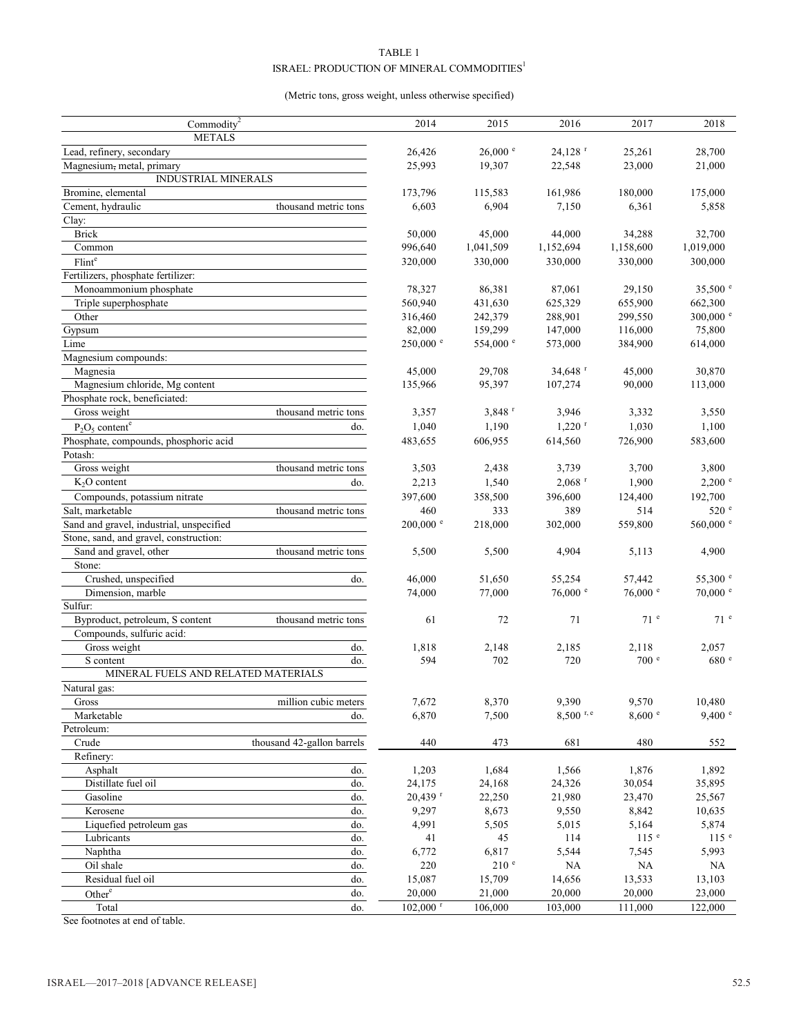# TABLE 1
## ISRAEL: PRODUCTION OF MINERAL COMMODITIES[1]

(Metric tons, gross weight, unless otherwise specified)

| Commodity[2] | | 2014 | 2015 | 2016 | 2017 | 2018 |
|---|---|---|---|---|---|---|
| METALS | | | | | | |
| Lead, refinery, secondary | | 26,426 | 26,000 e | 24,128 r | 25,261 | 28,700 |
| Magnesium, metal, primary | | 25,993 | 19,307 | 22,548 | 23,000 | 21,000 |
| INDUSTRIAL MINERALS | | | | | | |
| Bromine, elemental | | 173,796 | 115,583 | 161,986 | 180,000 | 175,000 |
| Cement, hydraulic | thousand metric tons | 6,603 | 6,904 | 7,150 | 6,361 | 5,858 |
| Clay: | | | | | | |
| Brick | | 50,000 | 45,000 | 44,000 | 34,288 | 32,700 |
| Common | | 996,640 | 1,041,509 | 1,152,694 | 1,158,600 | 1,019,000 |
| Flint[e] | | 320,000 | 330,000 | 330,000 | 330,000 | 300,000 |
| Fertilizers, phosphate fertilizer: | | | | | | |
| Monoammonium phosphate | | 78,327 | 86,381 | 87,061 | 29,150 | 35,500 e |
| Triple superphosphate | | 560,940 | 431,630 | 625,329 | 655,900 | 662,300 |
| Other | | 316,460 | 242,379 | 288,901 | 299,550 | 300,000 e |
| Gypsum | | 82,000 | 159,299 | 147,000 | 116,000 | 75,800 |
| Lime | | 250,000 e | 554,000 e | 573,000 | 384,900 | 614,000 |
| Magnesium compounds: | | | | | | |
| Magnesia | | 45,000 | 29,708 | 34,648 r | 45,000 | 30,870 |
| Magnesium chloride, Mg content | | 135,966 | 95,397 | 107,274 | 90,000 | 113,000 |
| Phosphate rock, beneficiated: | | | | | | |
| Gross weight | thousand metric tons | 3,357 | 3,848 r | 3,946 | 3,332 | 3,550 |
| $P_2O_5$ content[e] | do. | 1,040 | 1,190 | 1,220 r | 1,030 | 1,100 |
| Phosphate, compounds, phosphoric acid | | 483,655 | 606,955 | 614,560 | 726,900 | 583,600 |
| Potash: | | | | | | |
| Gross weight | thousand metric tons | 3,503 | 2,438 | 3,739 | 3,700 | 3,800 |
| $K_2O$ content | do. | 2,213 | 1,540 | 2,068 r | 1,900 | 2,200 e |
| Compounds, potassium nitrate | | 397,600 | 358,500 | 396,600 | 124,400 | 192,700 |
| Salt, marketable | thousand metric tons | 460 | 333 | 389 | 514 | 520 e |
| Sand and gravel, industrial, unspecified | | 200,000 e | 218,000 | 302,000 | 559,800 | 560,000 e |
| Stone, sand, and gravel, construction: | | | | | | |
| Sand and gravel, other | thousand metric tons | 5,500 | 5,500 | 4,904 | 5,113 | 4,900 |
| Stone: | | | | | | |
| Crushed, unspecified | do. | 46,000 | 51,650 | 55,254 | 57,442 | 55,300 e |
| Dimension, marble | | 74,000 | 77,000 | 76,000 e | 76,000 e | 70,000 e |
| Sulfur: | | | | | | |
| Byproduct, petroleum, S content | thousand metric tons | 61 | 72 | 71 | 71 e | 71 e |
| Compounds, sulfuric acid: | | | | | | |
| Gross weight | do. | 1,818 | 2,148 | 2,185 | 2,118 | 2,057 |
| S content | do. | 594 | 702 | 720 | 700 e | 680 e |
| MINERAL FUELS AND RELATED MATERIALS | | | | | | |
| Natural gas: | | | | | | |
| Gross | million cubic meters | 7,672 | 8,370 | 9,390 | 9,570 | 10,480 |
| Marketable | do. | 6,870 | 7,500 | 8,500 r, e | 8,600 e | 9,400 e |
| Petroleum: | | | | | | |
| Crude | thousand 42-gallon barrels | 440 | 473 | 681 | 480 | 552 |
| Refinery: | | | | | | |
| Asphalt | do. | 1,203 | 1,684 | 1,566 | 1,876 | 1,892 |
| Distillate fuel oil | do. | 24,175 | 24,168 | 24,326 | 30,054 | 35,895 |
| Gasoline | do. | 20,439 r | 22,250 | 21,980 | 23,470 | 25,567 |
| Kerosene | do. | 9,297 | 8,673 | 9,550 | 8,842 | 10,635 |
| Liquefied petroleum gas | do. | 4,991 | 5,505 | 5,015 | 5,164 | 5,874 |
| Lubricants | do. | 41 | 45 | 114 | 115 e | 115 e |
| Naphtha | do. | 6,772 | 6,817 | 5,544 | 7,545 | 5,993 |
| Oil shale | do. | 220 | 210 e | NA | NA | NA |
| Residual fuel oil | do. | 15,087 | 15,709 | 14,656 | 13,533 | 13,103 |
| Other[e] | do. | 20,000 | 21,000 | 20,000 | 20,000 | 23,000 |
| Total | do. | 102,000 r | 106,000 | 103,000 | 111,000 | 122,000 |

See footnotes at end of table.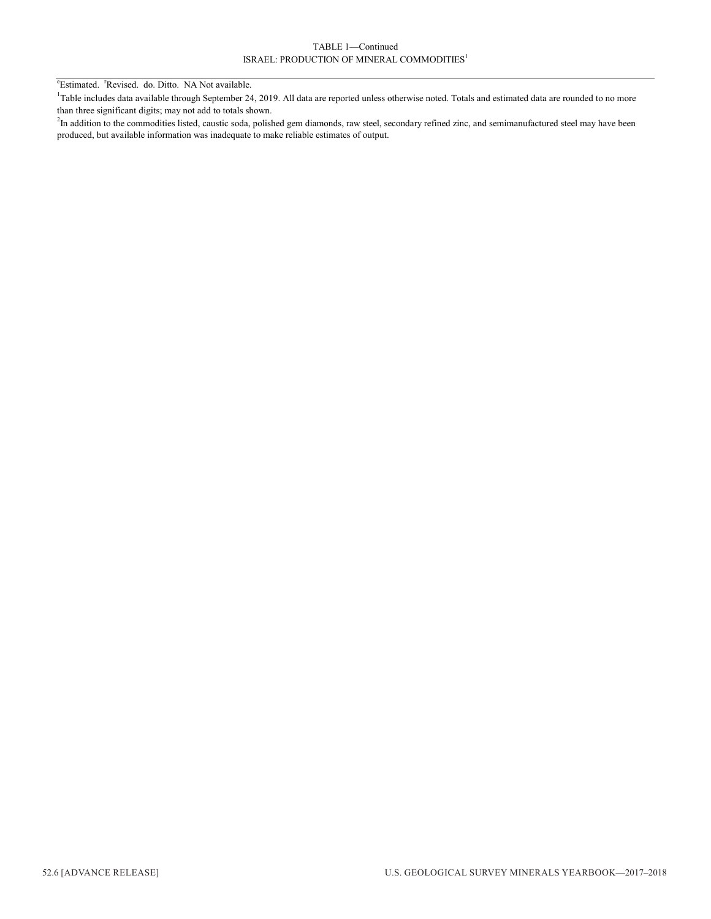TABLE 1—Continued
ISRAEL: PRODUCTION OF MINERAL COMMODITIES[1]

[e]Estimated. [r]Revised. do. Ditto. NA Not available.

[1]Table includes data available through September 24, 2019. All data are reported unless otherwise noted. Totals and estimated data are rounded to no more than three significant digits; may not add to totals shown.

[2]In addition to the commodities listed, caustic soda, polished gem diamonds, raw steel, secondary refined zinc, and semimanufactured steel may have been produced, but available information was inadequate to make reliable estimates of output.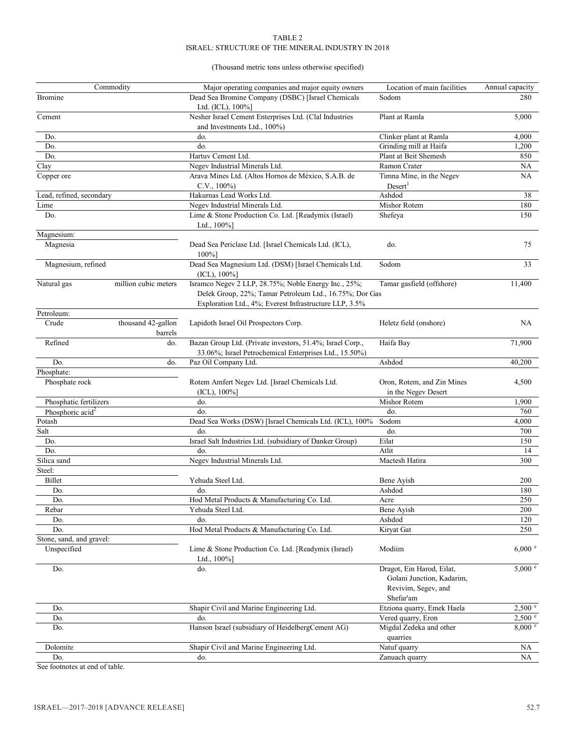TABLE 2
ISRAEL: STRUCTURE OF THE MINERAL INDUSTRY IN 2018

(Thousand metric tons unless otherwise specified)

| Commodity | | Major operating companies and major equity owners | Location of main facilities | Annual capacity |
|---|---|---|---|---|
| Bromine | | Dead Sea Bromine Company (DSBC) [Israel Chemicals Ltd. (ICL), 100%] | Sodom | 280 |
| Cement | | Nesher Israel Cement Enterprises Ltd. (Clal Industries and Investments Ltd., 100%) | Plant at Ramla | 5,000 |
| Do. | | do. | Clinker plant at Ramla | 4,000 |
| Do. | | do. | Grinding mill at Haifa | 1,200 |
| Do. | | Hartuv Cement Ltd. | Plant at Beit Shemesh | 850 |
| Clay | | Negev Industrial Minerals Ltd. | Ramon Crater | NA |
| Copper ore | | Arava Mines Ltd. (Altos Hornos de México, S.A.B. de C.V., 100%) | Timna Mine, in the Negev Desert[1] | NA |
| Lead, refined, secondary | | Hakurnas Lead Works Ltd. | Ashdod | 38 |
| Lime | | Negev Industrial Minerals Ltd. | Mishor Rotem | 180 |
| Do. | | Lime & Stone Production Co. Ltd. [Readymix (Israel) Ltd., 100%] | Shefeya | 150 |
| Magnesium: | | | | |
| Magnesia | | Dead Sea Periclase Ltd. [Israel Chemicals Ltd. (ICL), 100%] | do. | 75 |
| Magnesium, refined | | Dead Sea Magnesium Ltd. (DSM) [Israel Chemicals Ltd. (ICL), 100%] | Sodom | 33 |
| Natural gas | million cubic meters | Isramco Negev 2 LLP, 28.75%; Noble Energy Inc., 25%; Delek Group, 22%; Tamar Petroleum Ltd., 16.75%; Dor Gas Exploration Ltd., 4%; Everest Infrastructure LLP, 3.5% | Tamar gasfield (offshore) | 11,400 |
| Petroleum: | | | | |
| Crude | thousand 42-gallon barrels | Lapidoth Israel Oil Prospectors Corp. | Heletz field (onshore) | NA |
| Refined | do. | Bazan Group Ltd. (Private investors, 51.4%; Israel Corp., 33.06%; Israel Petrochemical Enterprises Ltd., 15.50%) | Haifa Bay | 71,900 |
| Do. | do. | Paz Oil Company Ltd. | Ashdod | 40,200 |
| Phosphate: | | | | |
| Phosphate rock | | Rotem Amfert Negev Ltd. [Israel Chemicals Ltd. (ICL), 100%] | Oron, Rotem, and Zin Mines in the Negev Desert | 4,500 |
| Phosphatic fertilizers | | do. | Mishor Rotem | 1,900 |
| Phosphoric acid[2] | | do. | do. | 760 |
| Potash | | Dead Sea Works (DSW) [Israel Chemicals Ltd. (ICL), 100% | Sodom | 4,000 |
| Salt | | do. | do. | 700 |
| Do. | | Israel Salt Industries Ltd. (subsidiary of Danker Group) | Eilat | 150 |
| Do. | | do. | Atlit | 14 |
| Silica sand | | Negev Industrial Minerals Ltd. | Mactesh Hatira | 300 |
| Steel: | | | | |
| Billet | | Yehuda Steel Ltd. | Bene Ayish | 200 |
| Do. | | do. | Ashdod | 180 |
| Do. | | Hod Metal Products & Manufacturing Co. Ltd. | Acre | 250 |
| Rebar | | Yehuda Steel Ltd. | Bene Ayish | 200 |
| Do. | | do. | Ashdod | 120 |
| Do. | | Hod Metal Products & Manufacturing Co. Ltd. | Kiryat Gat | 250 |
| Stone, sand, and gravel: | | | | |
| Unspecified | | Lime & Stone Production Co. Ltd. [Readymix (Israel) Ltd., 100%] | Modiim | 6,000 [e] |
| Do. | | do. | Dragot, Ein Harod, Eilat, Golani Junction, Kadarim, Revivim, Segev, and Shefar'am | 5,000 [e] |
| Do. | | Shapir Civil and Marine Engineering Ltd. | Etziona quarry, Emek Haela | 2,500 [e] |
| Do. | | do. | Vered quarry, Eron | 2,500 [e] |
| Do. | | Hanson Israel (subsidiary of HeidelbergCement AG) | Migdal Zedeka and other quarries | 8,000 [e] |
| Dolomite | | Shapir Civil and Marine Engineering Ltd. | Natuf quarry | NA |
| Do. | | do. | Zanuach quarry | NA |

See footnotes at end of table.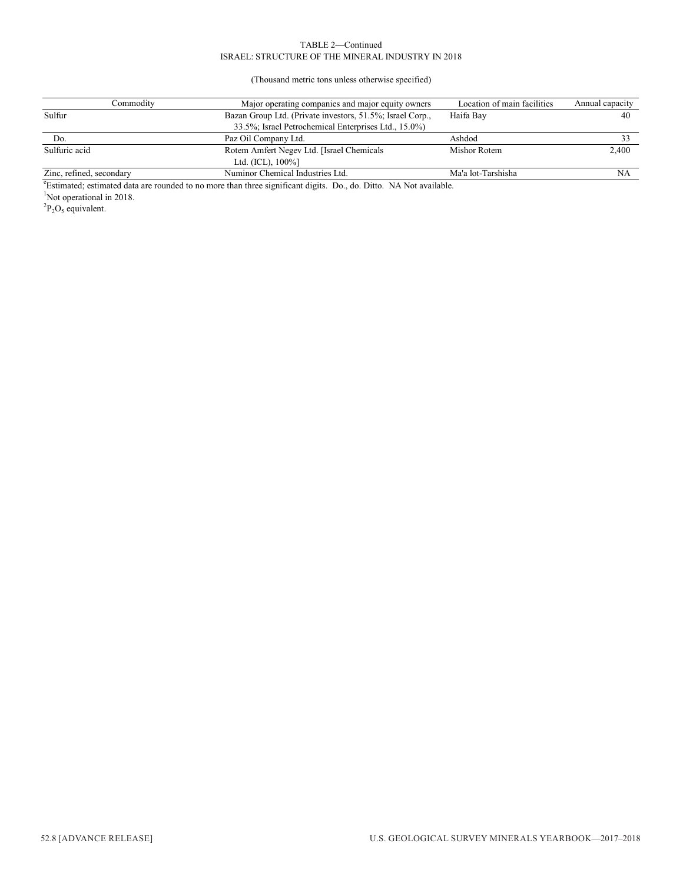TABLE 2—Continued
ISRAEL: STRUCTURE OF THE MINERAL INDUSTRY IN 2018

(Thousand metric tons unless otherwise specified)

| Commodity | Major operating companies and major equity owners | Location of main facilities | Annual capacity |
|---|---|---|---|
| Sulfur | Bazan Group Ltd. (Private investors, 51.5%; Israel Corp., 33.5%; Israel Petrochemical Enterprises Ltd., 15.0%) | Haifa Bay | 40 |
| Do. | Paz Oil Company Ltd. | Ashdod | 33 |
| Sulfuric acid | Rotem Amfert Negev Ltd. [Israel Chemicals Ltd. (ICL), 100%] | Mishor Rotem | 2,400 |
| Zinc, refined, secondary | Numinor Chemical Industries Ltd. | Ma'a lot-Tarshisha | NA |

[e]Estimated; estimated data are rounded to no more than three significant digits. Do., do. Ditto. NA Not available.

[1]Not operational in 2018.

[2]$P_2O_5$ equivalent.